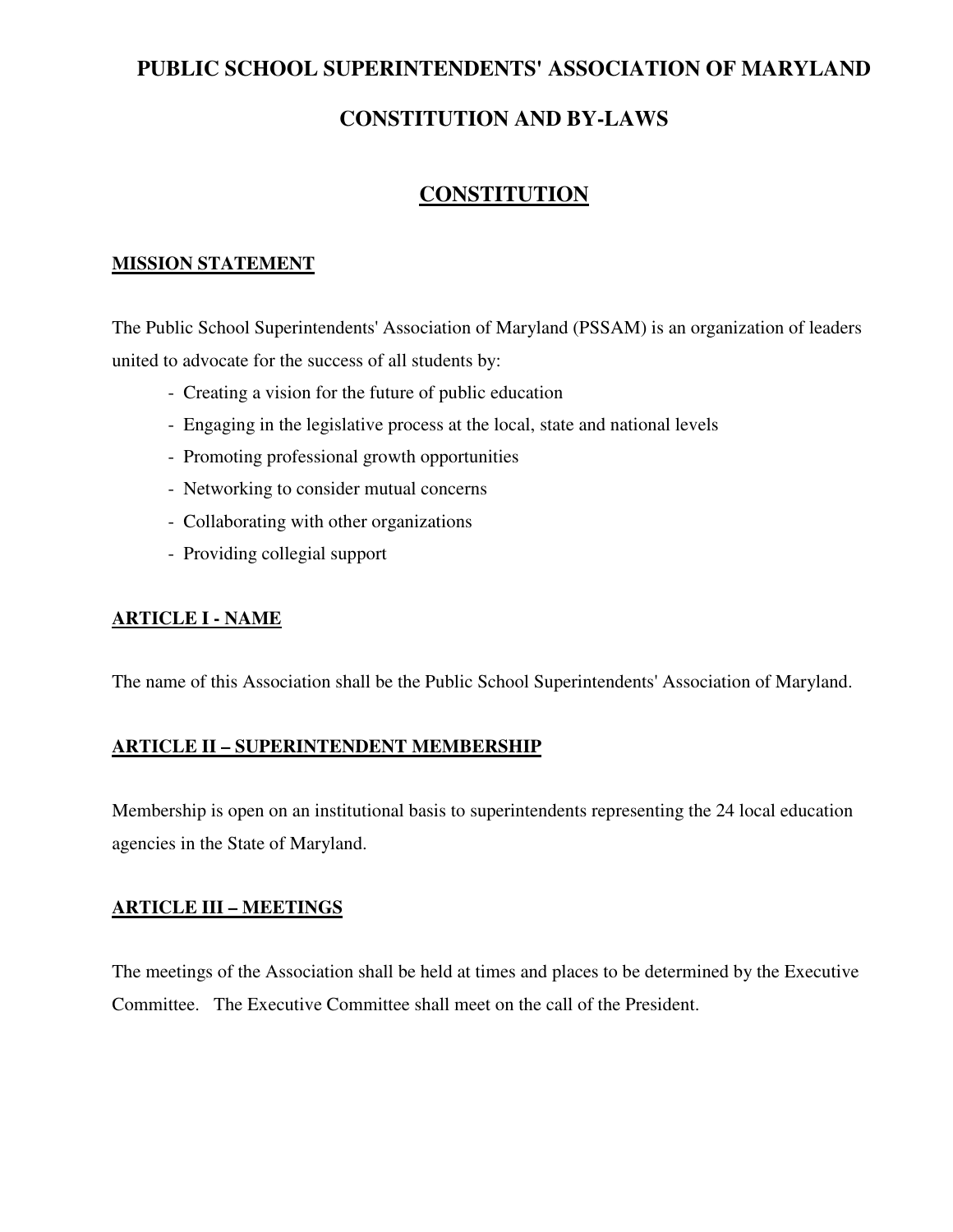# PUBLIC SCHOOL SUPERINTENDENTS' ASSOCIATION OF MARYLAND

# CONSTITUTION AND BY-LAWS

## CONSTITUTION

### MISSION STATEMENT

The Public School Superintendents' Association of Maryland (PSSAM) is an organization of leaders united to advocate for the success of all students by:

- Creating a vision for the future of public education
- Engaging in the legislative process at the local, state and national levels
- Promoting professional growth opportunities
- Networking to consider mutual concerns
- Collaborating with other organizations
- Providing collegial support

### ARTICLE I - NAME

The name of this Association shall be the Public School Superintendents' Association of Maryland.

### ARTICLE II – SUPERINTENDENT MEMBERSHIP

Membership is open on an institutional basis to superintendents representing the 24 local education agencies in the State of Maryland.

### ARTICLE III – MEETINGS

The meetings of the Association shall be held at times and places to be determined by the Executive Committee. The Executive Committee shall meet on the call of the President.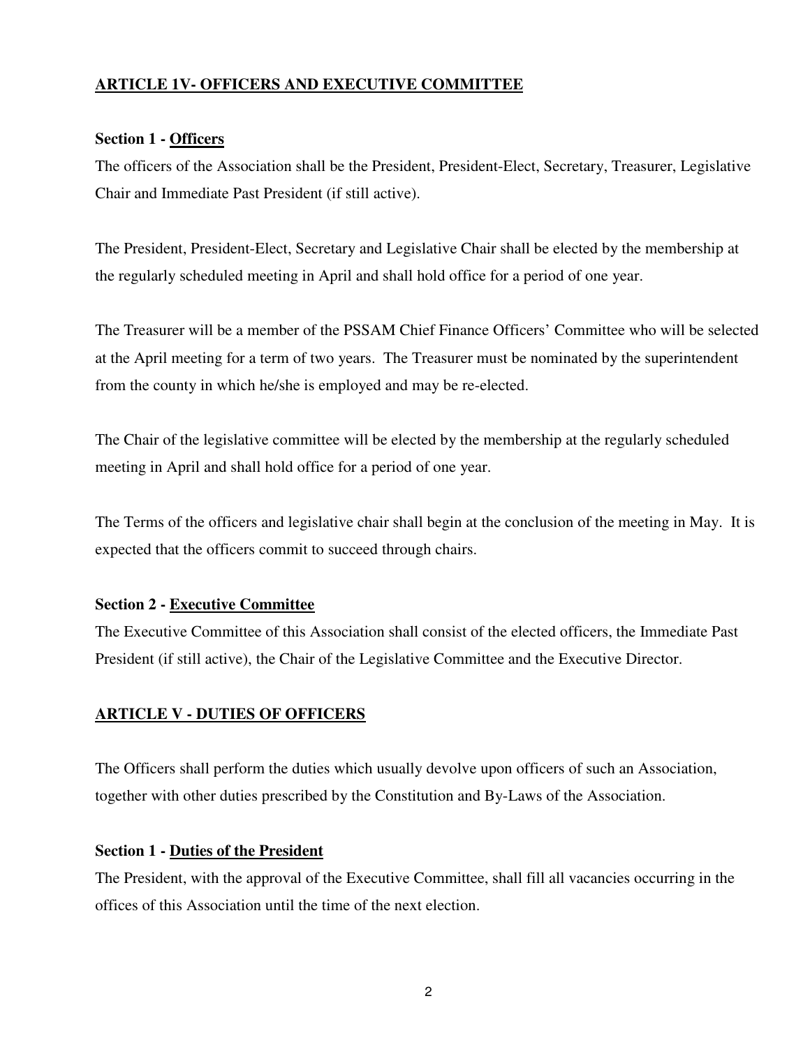## **ARTICLE 1V- OFFICERS AND EXECUTIVE COMMITTEE**

**Section 1 - Officers**

The officers of the Association shall be the President, President-Elect, Secretary, Treasurer, Legislative Chair and Immediate Past President (if still active).

The President, President-Elect, Secretary and Legislative Chair shall be elected by the membership at the regularly scheduled meeting in April and shall hold office for a period of one year.

The Treasurer will be a member of the PSSAM Chief Finance Officers' Committee who will be selected at the April meeting for a term of two years. The Treasurer must be nominated by the superintendent from the county in which he/she is employed and may be re-elected.

The Chair of the legislative committee will be elected by the membership at the regularly scheduled meeting in April and shall hold office for a period of one year.

The Terms of the officers and legislative chair shall begin at the conclusion of the meeting in May. It is expected that the officers commit to succeed through chairs.

**Section 2 - Executive Committee**

The Executive Committee of this Association shall consist of the elected officers, the Immediate Past President (if still active), the Chair of the Legislative Committee and the Executive Director.

## **ARTICLE V - DUTIES OF OFFICERS**

The Officers shall perform the duties which usually devolve upon officers of such an Association, together with other duties prescribed by the Constitution and By-Laws of the Association.

**Section 1 - Duties of the President**

The President, with the approval of the Executive Committee, shall fill all vacancies occurring in the offices of this Association until the time of the next election.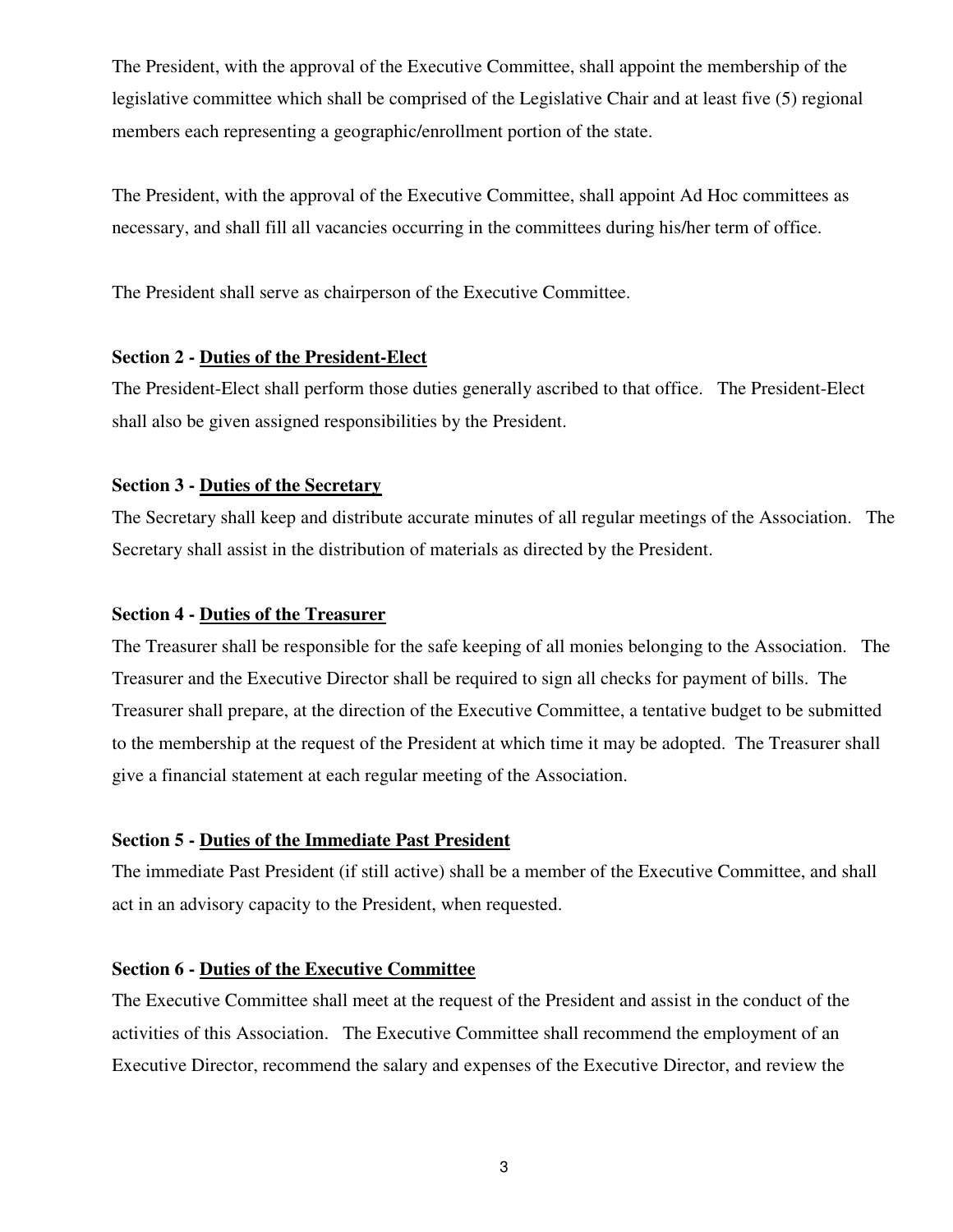The President, with the approval of the Executive Committee, shall appoint the membership of the legislative committee which shall be comprised of the Legislative Chair and at least five (5) regional members each representing a geographic/enrollment portion of the state.

The President, with the approval of the Executive Committee, shall appoint Ad Hoc committees as necessary, and shall fill all vacancies occurring in the committees during his/her term of office.

The President shall serve as chairperson of the Executive Committee.

**Section 2 - Duties of the President-Elect**

The President-Elect shall perform those duties generally ascribed to that office. The President-Elect shall also be given assigned responsibilities by the President.

**Section 3 - Duties of the Secretary**

The Secretary shall keep and distribute accurate minutes of all regular meetings of the Association. The Secretary shall assist in the distribution of materials as directed by the President.

**Section 4 - Duties of the Treasurer**

The Treasurer shall be responsible for the safe keeping of all monies belonging to the Association. The Treasurer and the Executive Director shall be required to sign all checks for payment of bills. The Treasurer shall prepare, at the direction of the Executive Committee, a tentative budget to be submitted to the membership at the request of the President at which time it may be adopted. The Treasurer shall give a financial statement at each regular meeting of the Association.

**Section 5 - Duties of the Immediate Past President**

The immediate Past President (if still active) shall be a member of the Executive Committee, and shall act in an advisory capacity to the President, when requested.

**Section 6 - Duties of the Executive Committee**

The Executive Committee shall meet at the request of the President and assist in the conduct of the activities of this Association. The Executive Committee shall recommend the employment of an Executive Director, recommend the salary and expenses of the Executive Director, and review the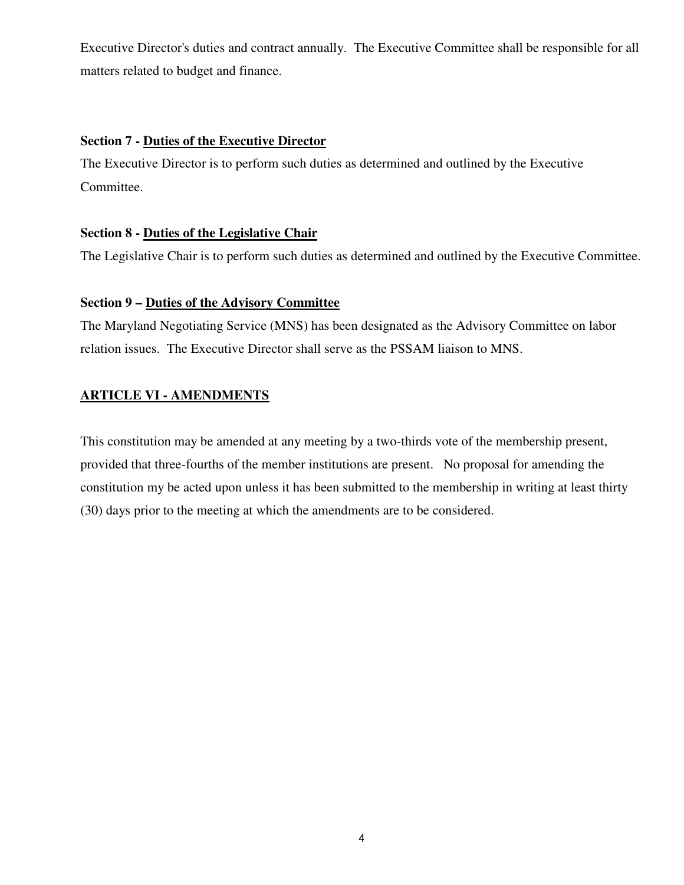Executive Director's duties and contract annually. The Executive Committee shall be responsible for all matters related to budget and finance.

**Section 7 - Duties of the Executive Director**

The Executive Director is to perform such duties as determined and outlined by the Executive Committee.

**Section 8 - Duties of the Legislative Chair**

The Legislative Chair is to perform such duties as determined and outlined by the Executive Committee.

**Section 9 – Duties of the Advisory Committee**

The Maryland Negotiating Service (MNS) has been designated as the Advisory Committee on labor relation issues. The Executive Director shall serve as the PSSAM liaison to MNS.

## ARTICLE VI - AMENDMENTS

This constitution may be amended at any meeting by a two-thirds vote of the membership present, provided that three-fourths of the member institutions are present. No proposal for amending the constitution my be acted upon unless it has been submitted to the membership in writing at least thirty (30) days prior to the meeting at which the amendments are to be considered.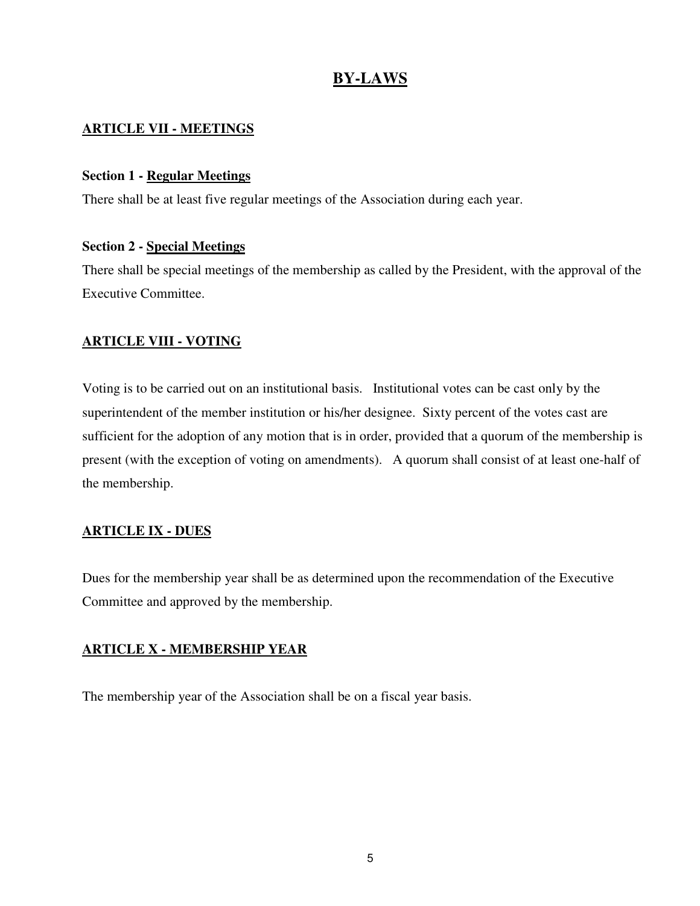# BY-LAWS

## ARTICLE VII - MEETINGS

**Section 1 - Regular Meetings**

There shall be at least five regular meetings of the Association during each year.

**Section 2 - Special Meetings**

There shall be special meetings of the membership as called by the President, with the approval of the Executive Committee.

## ARTICLE VIII - VOTING

Voting is to be carried out on an institutional basis. Institutional votes can be cast only by the superintendent of the member institution or his/her designee. Sixty percent of the votes cast are sufficient for the adoption of any motion that is in order, provided that a quorum of the membership is present (with the exception of voting on amendments). A quorum shall consist of at least one-half of the membership.

## ARTICLE IX - DUES

Dues for the membership year shall be as determined upon the recommendation of the Executive Committee and approved by the membership.

## ARTICLE X - MEMBERSHIP YEAR

The membership year of the Association shall be on a fiscal year basis.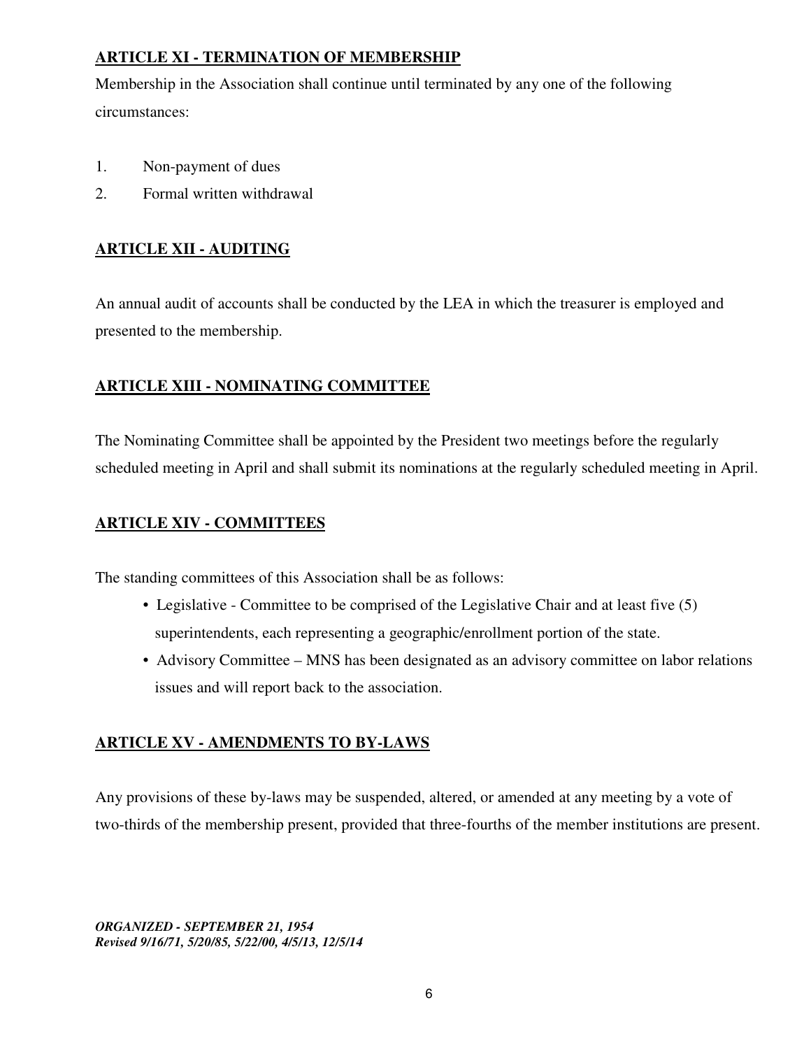## ARTICLE XI - TERMINATION OF MEMBERSHIP

Membership in the Association shall continue until terminated by any one of the following circumstances:

1. Non-payment of dues
2. Formal written withdrawal

## ARTICLE XII - AUDITING

An annual audit of accounts shall be conducted by the LEA in which the treasurer is employed and presented to the membership.

## ARTICLE XIII - NOMINATING COMMITTEE

The Nominating Committee shall be appointed by the President two meetings before the regularly scheduled meeting in April and shall submit its nominations at the regularly scheduled meeting in April.

## ARTICLE XIV - COMMITTEES

The standing committees of this Association shall be as follows:

- Legislative - Committee to be comprised of the Legislative Chair and at least five (5) superintendents, each representing a geographic/enrollment portion of the state.
- Advisory Committee – MNS has been designated as an advisory committee on labor relations issues and will report back to the association.

## ARTICLE XV - AMENDMENTS TO BY-LAWS

Any provisions of these by-laws may be suspended, altered, or amended at any meeting by a vote of two-thirds of the membership present, provided that three-fourths of the member institutions are present.

***ORGANIZED - SEPTEMBER 21, 1954***
***Revised 9/16/71, 5/20/85, 5/22/00, 4/5/13, 12/5/14***